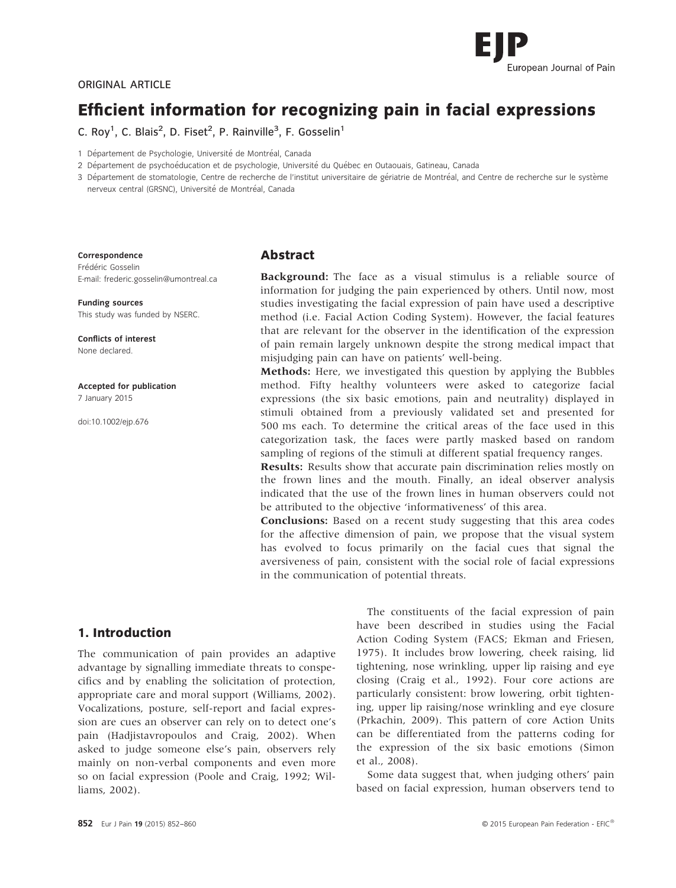ORIGINAL ARTICLE

# Efficient information for recognizing pain in facial expressions

C. Roy[1], C. Blais[2], D. Fiset[2], P. Rainville[3], F. Gosselin[1]

1 Département de Psychologie, Université de Montréal, Canada

2 Département de psychoéducation et de psychologie, Université du Québec en Outaouais, Gatineau, Canada

3 Département de stomatologie, Centre de recherche de l'institut universitaire de gériatrie de Montréal, and Centre de recherche sur le système nerveux central (GRSNC), Université de Montréal, Canada

**Correspondence**
Frédéric Gosselin
E-mail: frederic.gosselin@umontreal.ca

**Funding sources**
This study was funded by NSERC.

**Conflicts of interest**
None declared.

**Accepted for publication**
7 January 2015

doi:10.1002/ejp.676

## Abstract

**Background:** The face as a visual stimulus is a reliable source of information for judging the pain experienced by others. Until now, most studies investigating the facial expression of pain have used a descriptive method (i.e. Facial Action Coding System). However, the facial features that are relevant for the observer in the identification of the expression of pain remain largely unknown despite the strong medical impact that misjudging pain can have on patients' well-being.

**Methods:** Here, we investigated this question by applying the Bubbles method. Fifty healthy volunteers were asked to categorize facial expressions (the six basic emotions, pain and neutrality) displayed in stimuli obtained from a previously validated set and presented for 500 ms each. To determine the critical areas of the face used in this categorization task, the faces were partly masked based on random sampling of regions of the stimuli at different spatial frequency ranges.

**Results:** Results show that accurate pain discrimination relies mostly on the frown lines and the mouth. Finally, an ideal observer analysis indicated that the use of the frown lines in human observers could not be attributed to the objective 'informativeness' of this area.

**Conclusions:** Based on a recent study suggesting that this area codes for the affective dimension of pain, we propose that the visual system has evolved to focus primarily on the facial cues that signal the aversiveness of pain, consistent with the social role of facial expressions in the communication of potential threats.

## 1. Introduction

The communication of pain provides an adaptive advantage by signalling immediate threats to conspecifics and by enabling the solicitation of protection, appropriate care and moral support (Williams, 2002). Vocalizations, posture, self-report and facial expression are cues an observer can rely on to detect one's pain (Hadjistavropoulos and Craig, 2002). When asked to judge someone else's pain, observers rely mainly on non-verbal components and even more so on facial expression (Poole and Craig, 1992; Williams, 2002).

The constituents of the facial expression of pain have been described in studies using the Facial Action Coding System (FACS; Ekman and Friesen, 1975). It includes brow lowering, cheek raising, lid tightening, nose wrinkling, upper lip raising and eye closing (Craig et al., 1992). Four core actions are particularly consistent: brow lowering, orbit tightening, upper lip raising/nose wrinkling and eye closure (Prkachin, 2009). This pattern of core Action Units can be differentiated from the patterns coding for the expression of the six basic emotions (Simon et al., 2008).

Some data suggest that, when judging others' pain based on facial expression, human observers tend to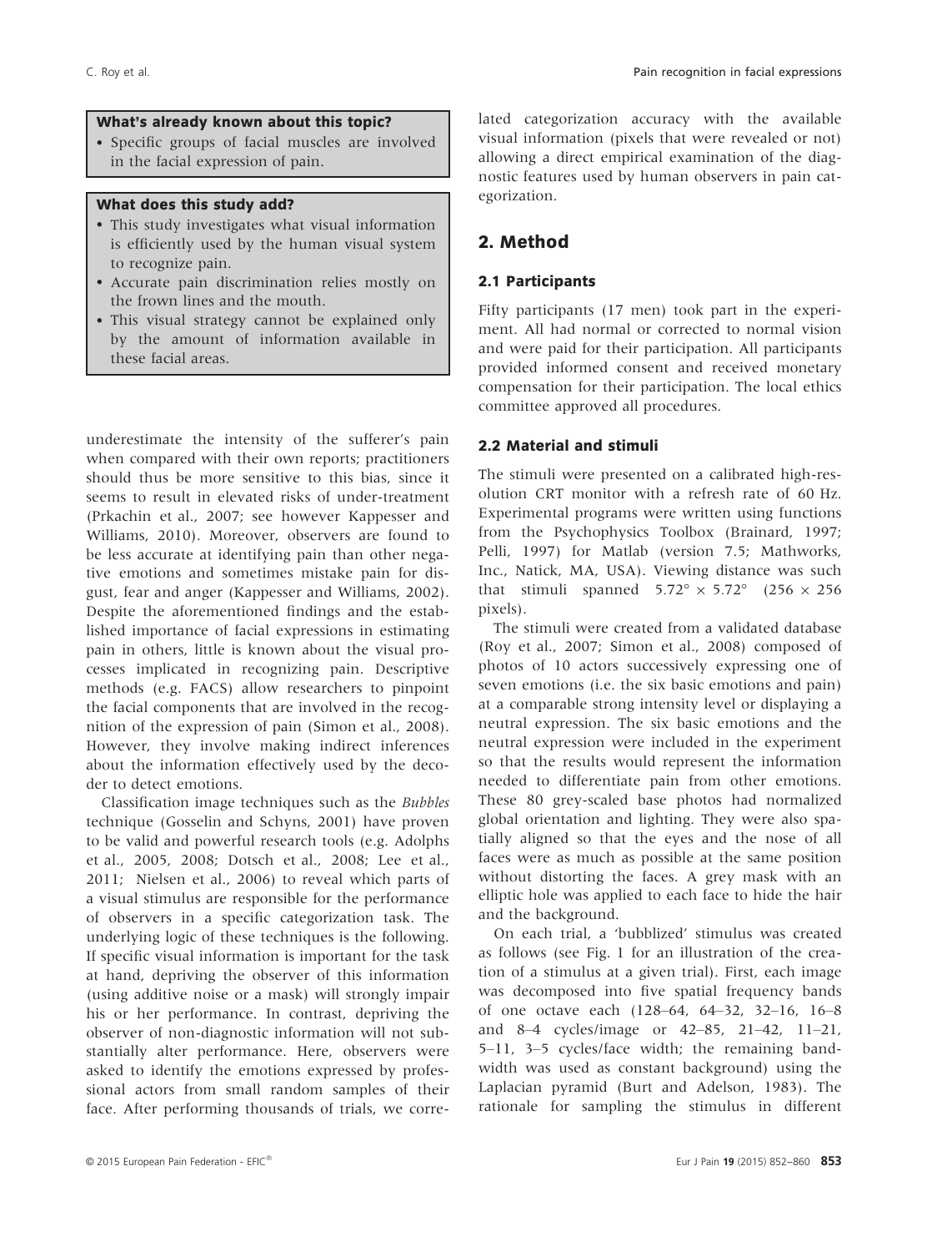**What's already known about this topic?**

- Specific groups of facial muscles are involved in the facial expression of pain.

**What does this study add?**

- This study investigates what visual information is efficiently used by the human visual system to recognize pain.
- Accurate pain discrimination relies mostly on the frown lines and the mouth.
- This visual strategy cannot be explained only by the amount of information available in these facial areas.

underestimate the intensity of the sufferer's pain when compared with their own reports; practitioners should thus be more sensitive to this bias, since it seems to result in elevated risks of under-treatment (Prkachin et al., 2007; see however Kappesser and Williams, 2010). Moreover, observers are found to be less accurate at identifying pain than other negative emotions and sometimes mistake pain for disgust, fear and anger (Kappesser and Williams, 2002). Despite the aforementioned findings and the established importance of facial expressions in estimating pain in others, little is known about the visual processes implicated in recognizing pain. Descriptive methods (e.g. FACS) allow researchers to pinpoint the facial components that are involved in the recognition of the expression of pain (Simon et al., 2008). However, they involve making indirect inferences about the information effectively used by the decoder to detect emotions.

Classification image techniques such as the *Bubbles* technique (Gosselin and Schyns, 2001) have proven to be valid and powerful research tools (e.g. Adolphs et al., 2005, 2008; Dotsch et al., 2008; Lee et al., 2011; Nielsen et al., 2006) to reveal which parts of a visual stimulus are responsible for the performance of observers in a specific categorization task. The underlying logic of these techniques is the following. If specific visual information is important for the task at hand, depriving the observer of this information (using additive noise or a mask) will strongly impair his or her performance. In contrast, depriving the observer of non-diagnostic information will not substantially alter performance. Here, observers were asked to identify the emotions expressed by professional actors from small random samples of their face. After performing thousands of trials, we correlated categorization accuracy with the available visual information (pixels that were revealed or not) allowing a direct empirical examination of the diagnostic features used by human observers in pain categorization.

## 2. Method

### 2.1 Participants

Fifty participants (17 men) took part in the experiment. All had normal or corrected to normal vision and were paid for their participation. All participants provided informed consent and received monetary compensation for their participation. The local ethics committee approved all procedures.

### 2.2 Material and stimuli

The stimuli were presented on a calibrated high-resolution CRT monitor with a refresh rate of 60 Hz. Experimental programs were written using functions from the Psychophysics Toolbox (Brainard, 1997; Pelli, 1997) for Matlab (version 7.5; Mathworks, Inc., Natick, MA, USA). Viewing distance was such that stimuli spanned $5.72° \times 5.72°$ ($256 \times 256$ pixels).

The stimuli were created from a validated database (Roy et al., 2007; Simon et al., 2008) composed of photos of 10 actors successively expressing one of seven emotions (i.e. the six basic emotions and pain) at a comparable strong intensity level or displaying a neutral expression. The six basic emotions and the neutral expression were included in the experiment so that the results would represent the information needed to differentiate pain from other emotions. These 80 grey-scaled base photos had normalized global orientation and lighting. They were also spatially aligned so that the eyes and the nose of all faces were as much as possible at the same position without distorting the faces. A grey mask with an elliptic hole was applied to each face to hide the hair and the background.

On each trial, a 'bubblized' stimulus was created as follows (see Fig. 1 for an illustration of the creation of a stimulus at a given trial). First, each image was decomposed into five spatial frequency bands of one octave each (128–64, 64–32, 32–16, 16–8 and 8–4 cycles/image or 42–85, 21–42, 11–21, 5–11, 3–5 cycles/face width; the remaining bandwidth was used as constant background) using the Laplacian pyramid (Burt and Adelson, 1983). The rationale for sampling the stimulus in different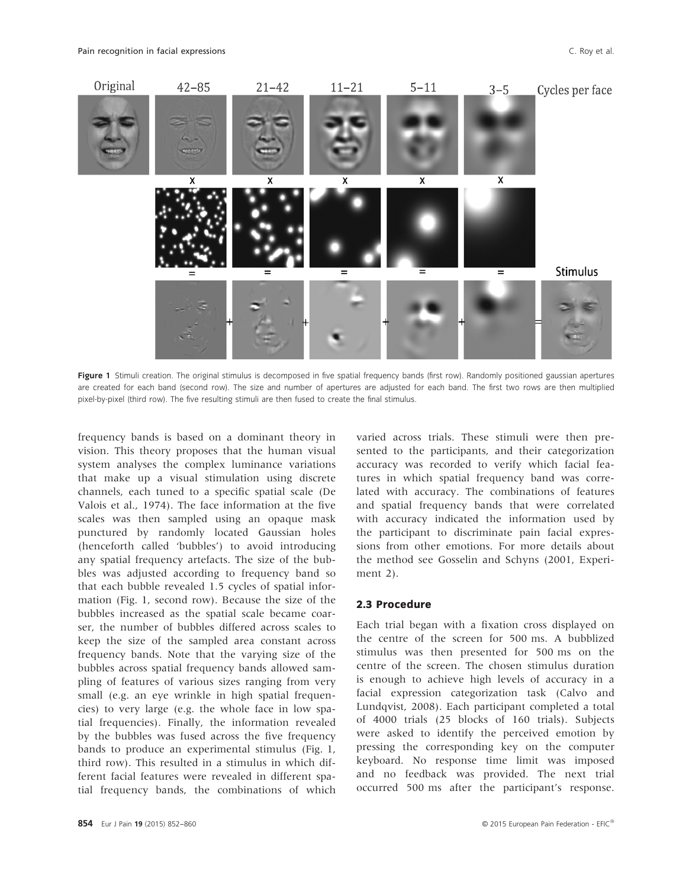**Figure 1** Stimuli creation. The original stimulus is decomposed in five spatial frequency bands (first row). Randomly positioned gaussian apertures are created for each band (second row). The size and number of apertures are adjusted for each band. The first two rows are then multiplied pixel-by-pixel (third row). The five resulting stimuli are then fused to create the final stimulus.

frequency bands is based on a dominant theory in vision. This theory proposes that the human visual system analyses the complex luminance variations that make up a visual stimulation using discrete channels, each tuned to a specific spatial scale (De Valois et al., 1974). The face information at the five scales was then sampled using an opaque mask punctured by randomly located Gaussian holes (henceforth called 'bubbles') to avoid introducing any spatial frequency artefacts. The size of the bubbles was adjusted according to frequency band so that each bubble revealed 1.5 cycles of spatial information (Fig. 1, second row). Because the size of the bubbles increased as the spatial scale became coarser, the number of bubbles differed across scales to keep the size of the sampled area constant across frequency bands. Note that the varying size of the bubbles across spatial frequency bands allowed sampling of features of various sizes ranging from very small (e.g. an eye wrinkle in high spatial frequencies) to very large (e.g. the whole face in low spatial frequencies). Finally, the information revealed by the bubbles was fused across the five frequency bands to produce an experimental stimulus (Fig. 1, third row). This resulted in a stimulus in which different facial features were revealed in different spatial frequency bands, the combinations of which varied across trials. These stimuli were then presented to the participants, and their categorization accuracy was recorded to verify which facial features in which spatial frequency band was correlated with accuracy. The combinations of features and spatial frequency bands that were correlated with accuracy indicated the information used by the participant to discriminate pain facial expressions from other emotions. For more details about the method see Gosselin and Schyns (2001, Experiment 2).

### 2.3 Procedure

Each trial began with a fixation cross displayed on the centre of the screen for 500 ms. A bubblized stimulus was then presented for 500 ms on the centre of the screen. The chosen stimulus duration is enough to achieve high levels of accuracy in a facial expression categorization task (Calvo and Lundqvist, 2008). Each participant completed a total of 4000 trials (25 blocks of 160 trials). Subjects were asked to identify the perceived emotion by pressing the corresponding key on the computer keyboard. No response time limit was imposed and no feedback was provided. The next trial occurred 500 ms after the participant's response.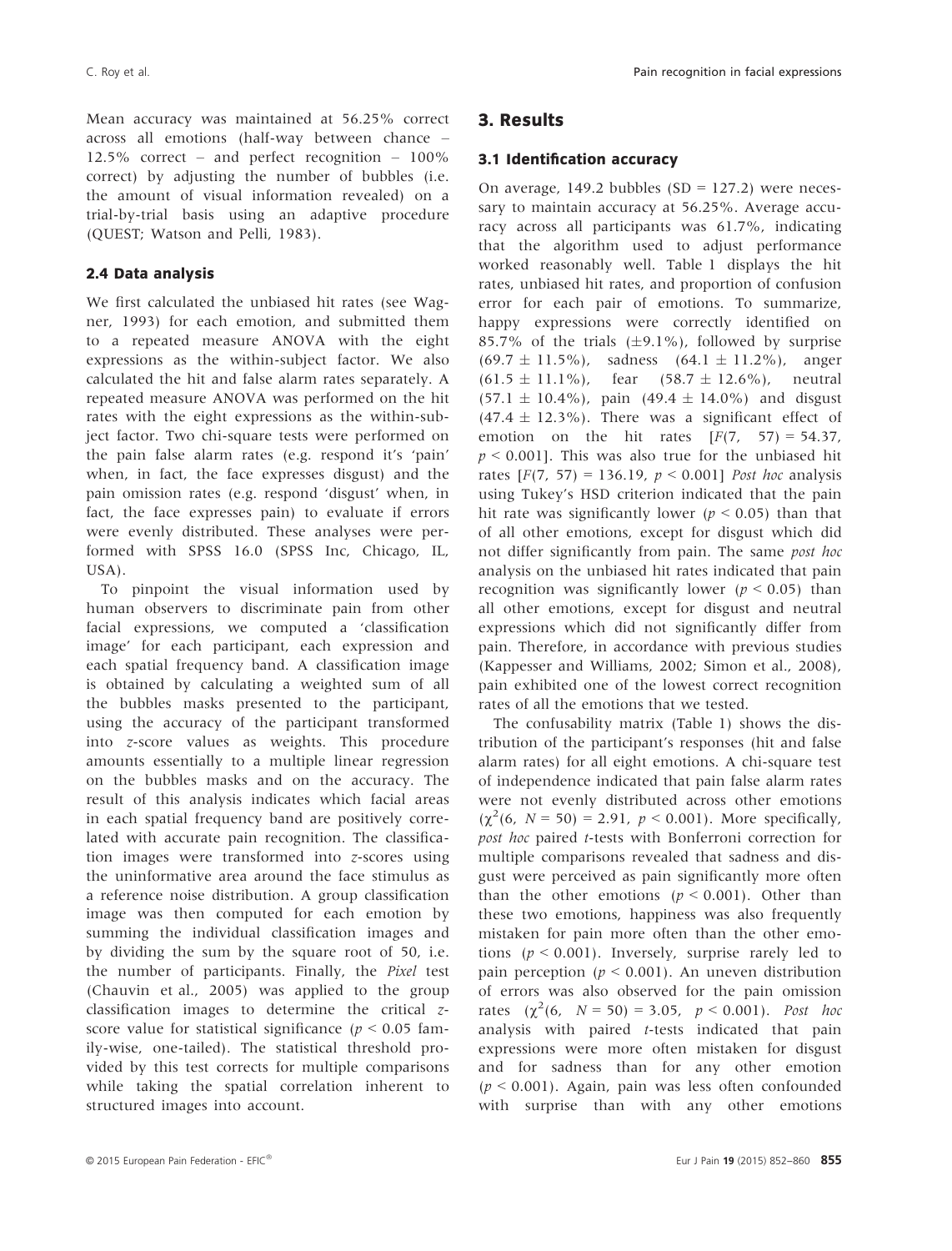Mean accuracy was maintained at 56.25% correct across all emotions (half-way between chance – 12.5% correct – and perfect recognition – 100% correct) by adjusting the number of bubbles (i.e. the amount of visual information revealed) on a trial-by-trial basis using an adaptive procedure (QUEST; Watson and Pelli, 1983).

### 2.4 Data analysis

We first calculated the unbiased hit rates (see Wagner, 1993) for each emotion, and submitted them to a repeated measure ANOVA with the eight expressions as the within-subject factor. We also calculated the hit and false alarm rates separately. A repeated measure ANOVA was performed on the hit rates with the eight expressions as the within-subject factor. Two chi-square tests were performed on the pain false alarm rates (e.g. respond it's 'pain' when, in fact, the face expresses disgust) and the pain omission rates (e.g. respond 'disgust' when, in fact, the face expresses pain) to evaluate if errors were evenly distributed. These analyses were performed with SPSS 16.0 (SPSS Inc, Chicago, IL, USA).

To pinpoint the visual information used by human observers to discriminate pain from other facial expressions, we computed a 'classification image' for each participant, each expression and each spatial frequency band. A classification image is obtained by calculating a weighted sum of all the bubbles masks presented to the participant, using the accuracy of the participant transformed into z-score values as weights. This procedure amounts essentially to a multiple linear regression on the bubbles masks and on the accuracy. The result of this analysis indicates which facial areas in each spatial frequency band are positively correlated with accurate pain recognition. The classification images were transformed into z-scores using the uninformative area around the face stimulus as a reference noise distribution. A group classification image was then computed for each emotion by summing the individual classification images and by dividing the sum by the square root of 50, i.e. the number of participants. Finally, the *Pixel* test (Chauvin et al., 2005) was applied to the group classification images to determine the critical z-score value for statistical significance ($p < 0.05$ family-wise, one-tailed). The statistical threshold provided by this test corrects for multiple comparisons while taking the spatial correlation inherent to structured images into account.

## 3. Results

### 3.1 Identification accuracy

On average, 149.2 bubbles (SD = 127.2) were necessary to maintain accuracy at 56.25%. Average accuracy across all participants was 61.7%, indicating that the algorithm used to adjust performance worked reasonably well. Table 1 displays the hit rates, unbiased hit rates, and proportion of confusion error for each pair of emotions. To summarize, happy expressions were correctly identified on 85.7% of the trials (±9.1%), followed by surprise (69.7 ± 11.5%), sadness (64.1 ± 11.2%), anger (61.5 ± 11.1%), fear (58.7 ± 12.6%), neutral (57.1 ± 10.4%), pain (49.4 ± 14.0%) and disgust (47.4 ± 12.3%). There was a significant effect of emotion on the hit rates [$F(7, 57) = 54.37$, $p < 0.001$]. This was also true for the unbiased hit rates [$F(7, 57) = 136.19$, $p < 0.001$] *Post hoc* analysis using Tukey's HSD criterion indicated that the pain hit rate was significantly lower ($p < 0.05$) than that of all other emotions, except for disgust which did not differ significantly from pain. The same *post hoc* analysis on the unbiased hit rates indicated that pain recognition was significantly lower ($p < 0.05$) than all other emotions, except for disgust and neutral expressions which did not significantly differ from pain. Therefore, in accordance with previous studies (Kappesser and Williams, 2002; Simon et al., 2008), pain exhibited one of the lowest correct recognition rates of all the emotions that we tested.

The confusability matrix (Table 1) shows the distribution of the participant's responses (hit and false alarm rates) for all eight emotions. A chi-square test of independence indicated that pain false alarm rates were not evenly distributed across other emotions ($\chi^2(6,\ N = 50) = 2.91$, $p < 0.001$). More specifically, *post hoc* paired *t*-tests with Bonferroni correction for multiple comparisons revealed that sadness and disgust were perceived as pain significantly more often than the other emotions ($p < 0.001$). Other than these two emotions, happiness was also frequently mistaken for pain more often than the other emotions ($p < 0.001$). Inversely, surprise rarely led to pain perception ($p < 0.001$). An uneven distribution of errors was also observed for the pain omission rates ($\chi^2(6,\ N = 50) = 3.05$, $p < 0.001$). *Post hoc* analysis with paired *t*-tests indicated that pain expressions were more often mistaken for disgust and for sadness than for any other emotion ($p < 0.001$). Again, pain was less often confounded with surprise than with any other emotions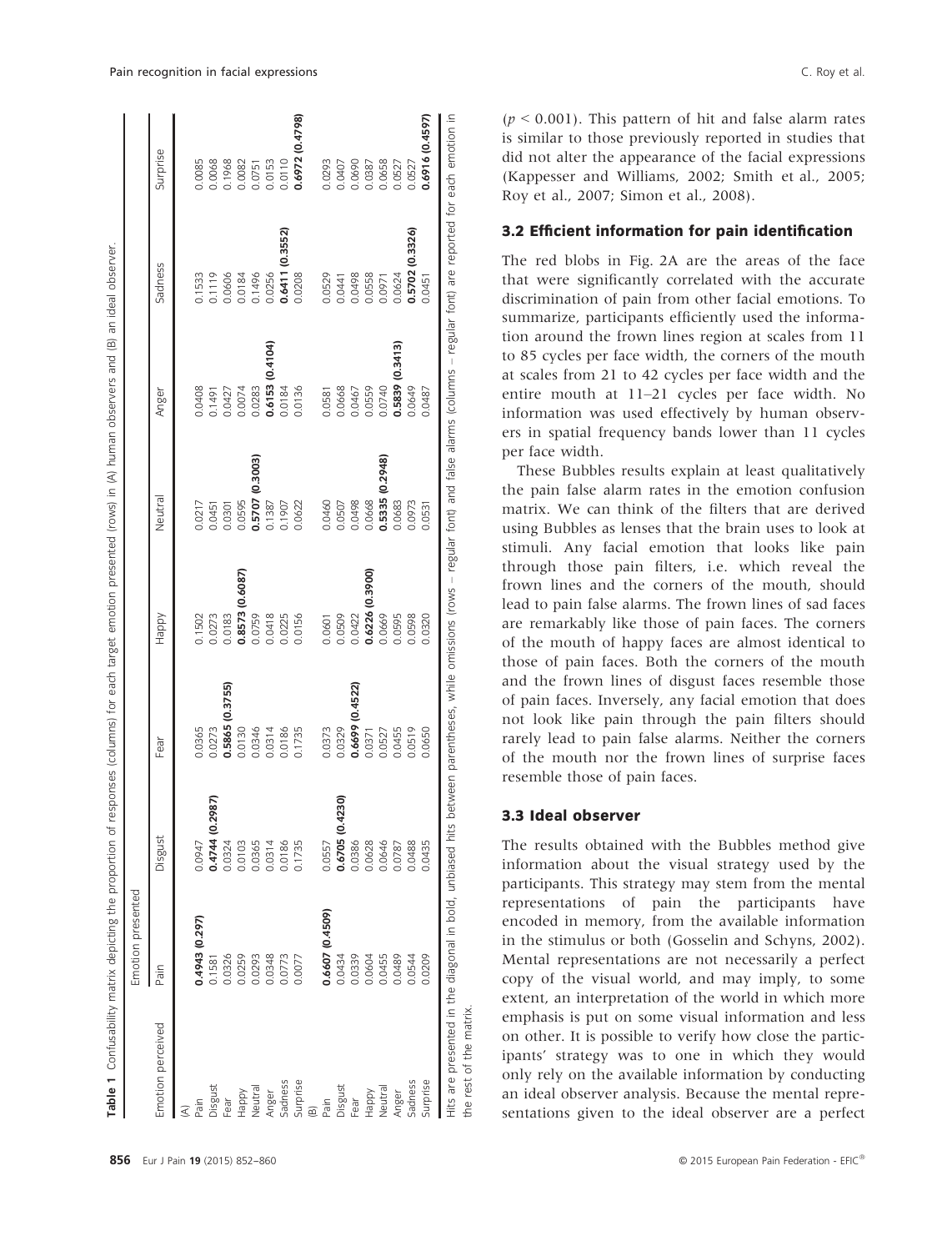**Table 1** Confusability matrix depicting the proportion of responses (columns) for each target emotion presented (rows) in (A) human observers and (B) an ideal observer.

| Emotion perceived | Emotion presented | | | | | | | |
|---|---|---|---|---|---|---|---|---|
| | Pain | Disgust | Fear | Happy | Neutral | Anger | Sadness | Surprise |
| (A) | | | | | | | | |
| Pain | **0.4943 (0.297)** | 0.0947 | 0.0365 | 0.1502 | 0.0217 | 0.0408 | 0.1533 | 0.0085 |
| Disgust | 0.1581 | **0.4744 (0.2987)** | 0.0273 | 0.0273 | 0.0451 | 0.1491 | 0.1119 | 0.0068 |
| Fear | 0.0326 | 0.0324 | **0.5865 (0.3755)** | 0.0183 | 0.0301 | 0.0427 | 0.0606 | 0.1968 |
| Happy | 0.0259 | 0.0103 | 0.0130 | **0.8573 (0.6087)** | 0.0595 | 0.0074 | 0.0184 | 0.0082 |
| Neutral | 0.0293 | 0.0365 | 0.0346 | 0.0759 | **0.5707 (0.3003)** | 0.0283 | 0.1496 | 0.0751 |
| Anger | 0.0348 | 0.0314 | 0.0314 | 0.0418 | 0.1387 | **0.6153 (0.4104)** | 0.0256 | 0.0153 |
| Sadness | 0.0773 | 0.0186 | 0.0186 | 0.0225 | 0.1907 | 0.0184 | **0.6411 (0.3552)** | 0.0110 |
| Surprise | 0.0077 | 0.1735 | 0.1735 | 0.0156 | 0.0622 | 0.0136 | 0.0208 | **0.6972 (0.4798)** |
| (B) | | | | | | | | |
| Pain | **0.6607 (0.4509)** | 0.0557 | 0.0373 | 0.0601 | 0.0460 | 0.0581 | 0.0529 | 0.0293 |
| Disgust | 0.0434 | **0.6705 (0.4230)** | 0.0329 | 0.0509 | 0.0507 | 0.0668 | 0.0441 | 0.0407 |
| Fear | 0.0339 | 0.0386 | **0.6699 (0.4522)** | 0.0422 | 0.0498 | 0.0467 | 0.0498 | 0.0690 |
| Happy | 0.0604 | 0.0628 | 0.0371 | **0.6226 (0.3900)** | 0.0668 | 0.0559 | 0.0558 | 0.0387 |
| Neutral | 0.0455 | 0.0646 | 0.0527 | 0.0669 | **0.5335 (0.2948)** | 0.0740 | 0.0971 | 0.0658 |
| Anger | 0.0489 | 0.0787 | 0.0455 | 0.0595 | 0.0683 | **0.5839 (0.3413)** | 0.0624 | 0.0527 |
| Sadness | 0.0544 | 0.0488 | 0.0519 | 0.0598 | 0.0973 | 0.0649 | **0.5702 (0.3326)** | 0.0527 |
| Surprise | 0.0209 | 0.0435 | 0.0650 | 0.0320 | 0.0531 | 0.0487 | 0.0451 | **0.6916 (0.4597)** |

Hits are presented in the diagonal in bold, unbiased hits between parentheses, while omissions (rows – regular font) and false alarms (columns – regular font) are reported for each emotion in the rest of the matrix.

($p < 0.001$). This pattern of hit and false alarm rates is similar to those previously reported in studies that did not alter the appearance of the facial expressions (Kappesser and Williams, 2002; Smith et al., 2005; Roy et al., 2007; Simon et al., 2008).

### 3.2 Efficient information for pain identification

The red blobs in Fig. 2A are the areas of the face that were significantly correlated with the accurate discrimination of pain from other facial emotions. To summarize, participants efficiently used the information around the frown lines region at scales from 11 to 85 cycles per face width, the corners of the mouth at scales from 21 to 42 cycles per face width and the entire mouth at 11–21 cycles per face width. No information was used effectively by human observers in spatial frequency bands lower than 11 cycles per face width.

These Bubbles results explain at least qualitatively the pain false alarm rates in the emotion confusion matrix. We can think of the filters that are derived using Bubbles as lenses that the brain uses to look at stimuli. Any facial emotion that looks like pain through those pain filters, i.e. which reveal the frown lines and the corners of the mouth, should lead to pain false alarms. The frown lines of sad faces are remarkably like those of pain faces. The corners of the mouth of happy faces are almost identical to those of pain faces. Both the corners of the mouth and the frown lines of disgust faces resemble those of pain faces. Inversely, any facial emotion that does not look like pain through the pain filters should rarely lead to pain false alarms. Neither the corners of the mouth nor the frown lines of surprise faces resemble those of pain faces.

### 3.3 Ideal observer

The results obtained with the Bubbles method give information about the visual strategy used by the participants. This strategy may stem from the mental representations of pain the participants have encoded in memory, from the available information in the stimulus or both (Gosselin and Schyns, 2002). Mental representations are not necessarily a perfect copy of the visual world, and may imply, to some extent, an interpretation of the world in which more emphasis is put on some visual information and less on other. It is possible to verify how close the participants' strategy was to one in which they would only rely on the available information by conducting an ideal observer analysis. Because the mental representations given to the ideal observer are a perfect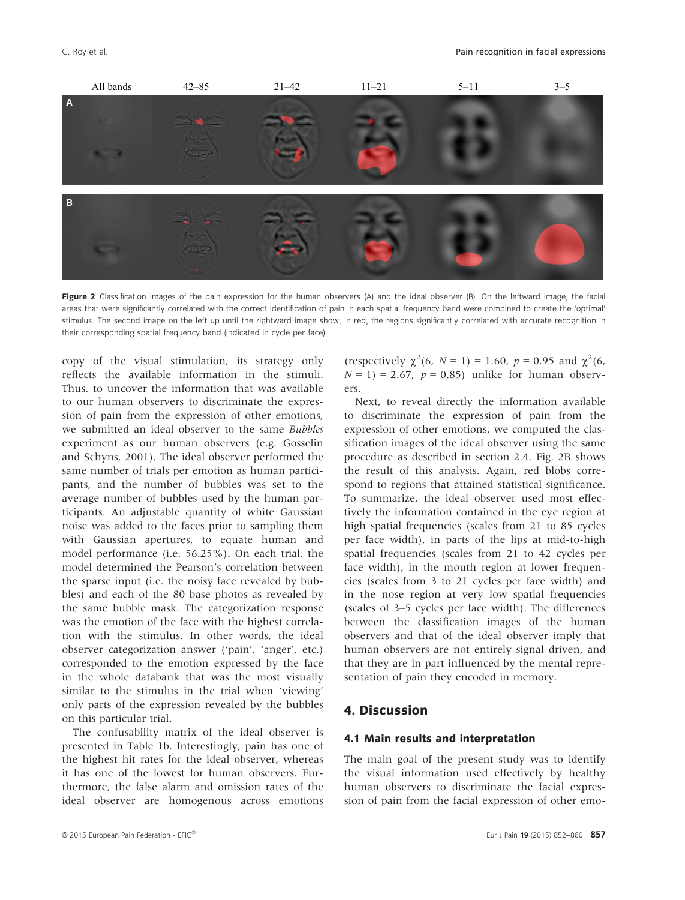All bands

42–85

21–42

11–21

5–11

3–5

A

B

**Figure 2** Classification images of the pain expression for the human observers (A) and the ideal observer (B). On the leftward image, the facial areas that were significantly correlated with the correct identification of pain in each spatial frequency band were combined to create the 'optimal' stimulus. The second image on the left up until the rightward image show, in red, the regions significantly correlated with accurate recognition in their corresponding spatial frequency band (indicated in cycle per face).

copy of the visual stimulation, its strategy only reflects the available information in the stimuli. Thus, to uncover the information that was available to our human observers to discriminate the expression of pain from the expression of other emotions, we submitted an ideal observer to the same *Bubbles* experiment as our human observers (e.g. Gosselin and Schyns, 2001). The ideal observer performed the same number of trials per emotion as human participants, and the number of bubbles was set to the average number of bubbles used by the human participants. An adjustable quantity of white Gaussian noise was added to the faces prior to sampling them with Gaussian apertures, to equate human and model performance (i.e. 56.25%). On each trial, the model determined the Pearson's correlation between the sparse input (i.e. the noisy face revealed by bubbles) and each of the 80 base photos as revealed by the same bubble mask. The categorization response was the emotion of the face with the highest correlation with the stimulus. In other words, the ideal observer categorization answer ('pain', 'anger', etc.) corresponded to the emotion expressed by the face in the whole databank that was the most visually similar to the stimulus in the trial when 'viewing' only parts of the expression revealed by the bubbles on this particular trial.

The confusability matrix of the ideal observer is presented in Table 1b. Interestingly, pain has one of the highest hit rates for the ideal observer, whereas it has one of the lowest for human observers. Furthermore, the false alarm and omission rates of the ideal observer are homogenous across emotions (respectively $\chi^2(6,\ N = 1) = 1.60,\ p = 0.95$ and $\chi^2(6,\ N = 1) = 2.67,\ p = 0.85$) unlike for human observers.

Next, to reveal directly the information available to discriminate the expression of pain from the expression of other emotions, we computed the classification images of the ideal observer using the same procedure as described in section 2.4. Fig. 2B shows the result of this analysis. Again, red blobs correspond to regions that attained statistical significance. To summarize, the ideal observer used most effectively the information contained in the eye region at high spatial frequencies (scales from 21 to 85 cycles per face width), in parts of the lips at mid-to-high spatial frequencies (scales from 21 to 42 cycles per face width), in the mouth region at lower frequencies (scales from 3 to 21 cycles per face width) and in the nose region at very low spatial frequencies (scales of 3–5 cycles per face width). The differences between the classification images of the human observers and that of the ideal observer imply that human observers are not entirely signal driven, and that they are in part influenced by the mental representation of pain they encoded in memory.

## 4. Discussion

### 4.1 Main results and interpretation

The main goal of the present study was to identify the visual information used effectively by healthy human observers to discriminate the facial expression of pain from the facial expression of other emo-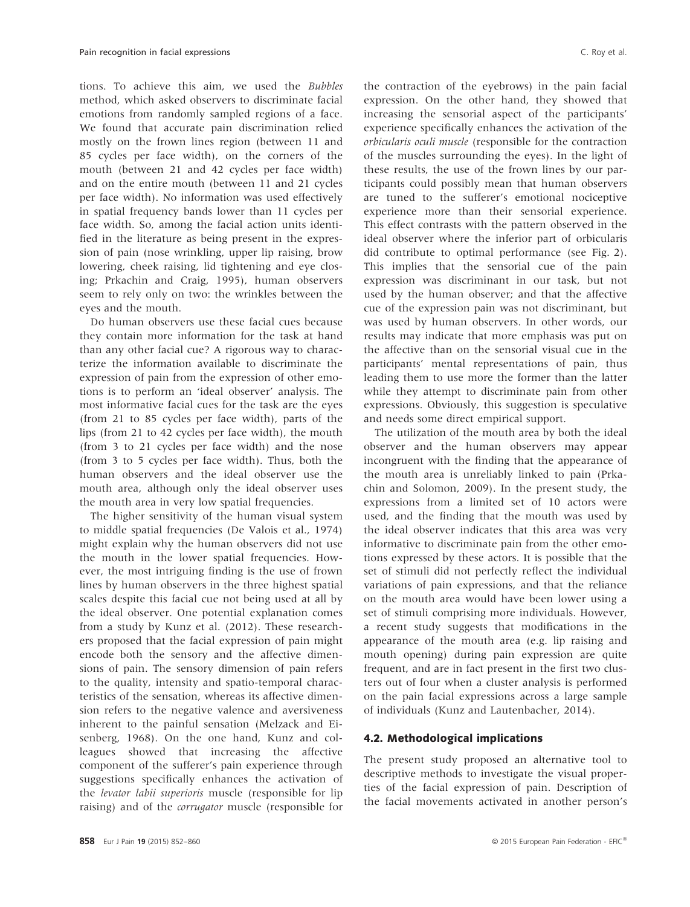tions. To achieve this aim, we used the *Bubbles* method, which asked observers to discriminate facial emotions from randomly sampled regions of a face. We found that accurate pain discrimination relied mostly on the frown lines region (between 11 and 85 cycles per face width), on the corners of the mouth (between 21 and 42 cycles per face width) and on the entire mouth (between 11 and 21 cycles per face width). No information was used effectively in spatial frequency bands lower than 11 cycles per face width. So, among the facial action units identified in the literature as being present in the expression of pain (nose wrinkling, upper lip raising, brow lowering, cheek raising, lid tightening and eye closing; Prkachin and Craig, 1995), human observers seem to rely only on two: the wrinkles between the eyes and the mouth.

Do human observers use these facial cues because they contain more information for the task at hand than any other facial cue? A rigorous way to characterize the information available to discriminate the expression of pain from the expression of other emotions is to perform an 'ideal observer' analysis. The most informative facial cues for the task are the eyes (from 21 to 85 cycles per face width), parts of the lips (from 21 to 42 cycles per face width), the mouth (from 3 to 21 cycles per face width) and the nose (from 3 to 5 cycles per face width). Thus, both the human observers and the ideal observer use the mouth area, although only the ideal observer uses the mouth area in very low spatial frequencies.

The higher sensitivity of the human visual system to middle spatial frequencies (De Valois et al., 1974) might explain why the human observers did not use the mouth in the lower spatial frequencies. However, the most intriguing finding is the use of frown lines by human observers in the three highest spatial scales despite this facial cue not being used at all by the ideal observer. One potential explanation comes from a study by Kunz et al. (2012). These researchers proposed that the facial expression of pain might encode both the sensory and the affective dimensions of pain. The sensory dimension of pain refers to the quality, intensity and spatio-temporal characteristics of the sensation, whereas its affective dimension refers to the negative valence and aversiveness inherent to the painful sensation (Melzack and Eisenberg, 1968). On the one hand, Kunz and colleagues showed that increasing the affective component of the sufferer's pain experience through suggestions specifically enhances the activation of the *levator labii superioris* muscle (responsible for lip raising) and of the *corrugator* muscle (responsible for the contraction of the eyebrows) in the pain facial expression. On the other hand, they showed that increasing the sensorial aspect of the participants' experience specifically enhances the activation of the *orbicularis oculi muscle* (responsible for the contraction of the muscles surrounding the eyes). In the light of these results, the use of the frown lines by our participants could possibly mean that human observers are tuned to the sufferer's emotional nociceptive experience more than their sensorial experience. This effect contrasts with the pattern observed in the ideal observer where the inferior part of orbicularis did contribute to optimal performance (see Fig. 2). This implies that the sensorial cue of the pain expression was discriminant in our task, but not used by the human observer; and that the affective cue of the expression pain was not discriminant, but was used by human observers. In other words, our results may indicate that more emphasis was put on the affective than on the sensorial visual cue in the participants' mental representations of pain, thus leading them to use more the former than the latter while they attempt to discriminate pain from other expressions. Obviously, this suggestion is speculative and needs some direct empirical support.

The utilization of the mouth area by both the ideal observer and the human observers may appear incongruent with the finding that the appearance of the mouth area is unreliably linked to pain (Prkachin and Solomon, 2009). In the present study, the expressions from a limited set of 10 actors were used, and the finding that the mouth was used by the ideal observer indicates that this area was very informative to discriminate pain from the other emotions expressed by these actors. It is possible that the set of stimuli did not perfectly reflect the individual variations of pain expressions, and that the reliance on the mouth area would have been lower using a set of stimuli comprising more individuals. However, a recent study suggests that modifications in the appearance of the mouth area (e.g. lip raising and mouth opening) during pain expression are quite frequent, and are in fact present in the first two clusters out of four when a cluster analysis is performed on the pain facial expressions across a large sample of individuals (Kunz and Lautenbacher, 2014).

### 4.2. Methodological implications

The present study proposed an alternative tool to descriptive methods to investigate the visual properties of the facial expression of pain. Description of the facial movements activated in another person's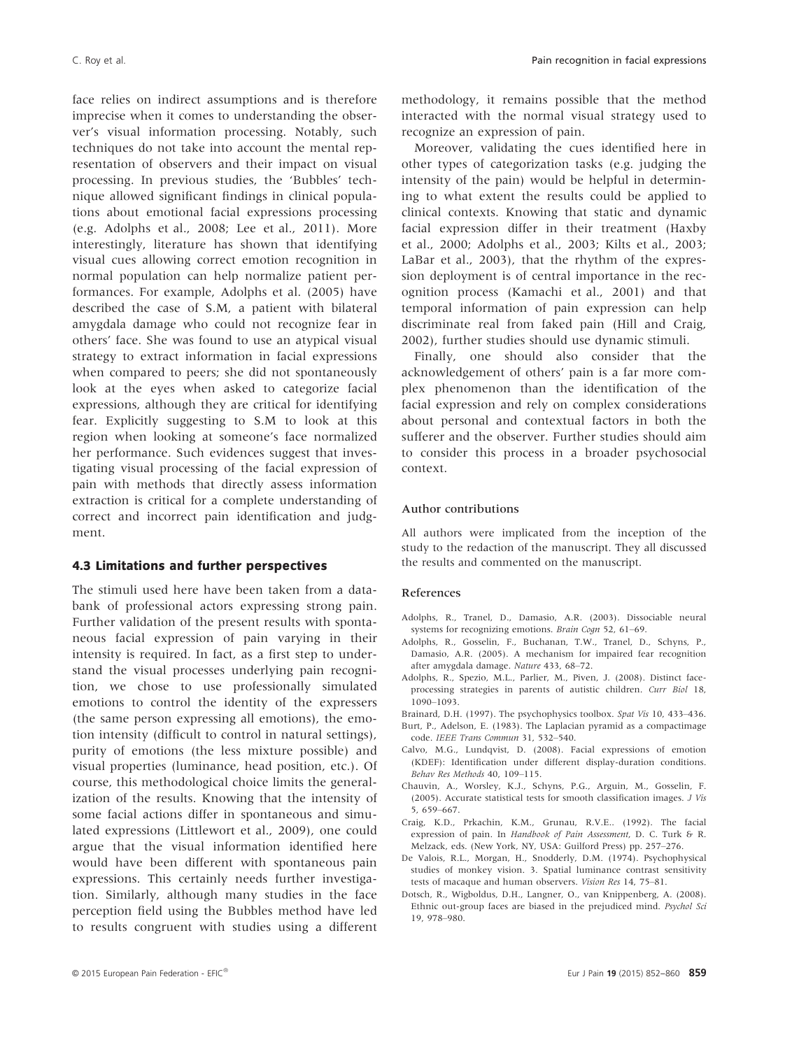face relies on indirect assumptions and is therefore imprecise when it comes to understanding the observer's visual information processing. Notably, such techniques do not take into account the mental representation of observers and their impact on visual processing. In previous studies, the 'Bubbles' technique allowed significant findings in clinical populations about emotional facial expressions processing (e.g. Adolphs et al., 2008; Lee et al., 2011). More interestingly, literature has shown that identifying visual cues allowing correct emotion recognition in normal population can help normalize patient performances. For example, Adolphs et al. (2005) have described the case of S.M, a patient with bilateral amygdala damage who could not recognize fear in others' face. She was found to use an atypical visual strategy to extract information in facial expressions when compared to peers; she did not spontaneously look at the eyes when asked to categorize facial expressions, although they are critical for identifying fear. Explicitly suggesting to S.M to look at this region when looking at someone's face normalized her performance. Such evidences suggest that investigating visual processing of the facial expression of pain with methods that directly assess information extraction is critical for a complete understanding of correct and incorrect pain identification and judgment.

### 4.3 Limitations and further perspectives

The stimuli used here have been taken from a databank of professional actors expressing strong pain. Further validation of the present results with spontaneous facial expression of pain varying in their intensity is required. In fact, as a first step to understand the visual processes underlying pain recognition, we chose to use professionally simulated emotions to control the identity of the expressers (the same person expressing all emotions), the emotion intensity (difficult to control in natural settings), purity of emotions (the less mixture possible) and visual properties (luminance, head position, etc.). Of course, this methodological choice limits the generalization of the results. Knowing that the intensity of some facial actions differ in spontaneous and simulated expressions (Littlewort et al., 2009), one could argue that the visual information identified here would have been different with spontaneous pain expressions. This certainly needs further investigation. Similarly, although many studies in the face perception field using the Bubbles method have led to results congruent with studies using a different methodology, it remains possible that the method interacted with the normal visual strategy used to recognize an expression of pain.

Moreover, validating the cues identified here in other types of categorization tasks (e.g. judging the intensity of the pain) would be helpful in determining to what extent the results could be applied to clinical contexts. Knowing that static and dynamic facial expression differ in their treatment (Haxby et al., 2000; Adolphs et al., 2003; Kilts et al., 2003; LaBar et al., 2003), that the rhythm of the expression deployment is of central importance in the recognition process (Kamachi et al., 2001) and that temporal information of pain expression can help discriminate real from faked pain (Hill and Craig, 2002), further studies should use dynamic stimuli.

Finally, one should also consider that the acknowledgement of others' pain is a far more complex phenomenon than the identification of the facial expression and rely on complex considerations about personal and contextual factors in both the sufferer and the observer. Further studies should aim to consider this process in a broader psychosocial context.

#### Author contributions

All authors were implicated from the inception of the study to the redaction of the manuscript. They all discussed the results and commented on the manuscript.

#### References

Adolphs, R., Tranel, D., Damasio, A.R. (2003). Dissociable neural systems for recognizing emotions. *Brain Cogn* 52, 61–69.

Adolphs, R., Gosselin, F., Buchanan, T.W., Tranel, D., Schyns, P., Damasio, A.R. (2005). A mechanism for impaired fear recognition after amygdala damage. *Nature* 433, 68–72.

Adolphs, R., Spezio, M.L., Parlier, M., Piven, J. (2008). Distinct face-processing strategies in parents of autistic children. *Curr Biol* 18, 1090–1093.

Brainard, D.H. (1997). The psychophysics toolbox. *Spat Vis* 10, 433–436.

Burt, P., Adelson, E. (1983). The Laplacian pyramid as a compactimage code. *IEEE Trans Commun* 31, 532–540.

Calvo, M.G., Lundqvist, D. (2008). Facial expressions of emotion (KDEF): Identification under different display-duration conditions. *Behav Res Methods* 40, 109–115.

Chauvin, A., Worsley, K.J., Schyns, P.G., Arguin, M., Gosselin, F. (2005). Accurate statistical tests for smooth classification images. *J Vis* 5, 659–667.

Craig, K.D., Prkachin, K.M., Grunau, R.V.E.. (1992). The facial expression of pain. In *Handbook of Pain Assessment*, D. C. Turk & R. Melzack, eds. (New York, NY, USA: Guilford Press) pp. 257–276.

De Valois, R.L., Morgan, H., Snodderly, D.M. (1974). Psychophysical studies of monkey vision. 3. Spatial luminance contrast sensitivity tests of macaque and human observers. *Vision Res* 14, 75–81.

Dotsch, R., Wigboldus, D.H., Langner, O., van Knippenberg, A. (2008). Ethnic out-group faces are biased in the prejudiced mind. *Psychol Sci* 19, 978–980.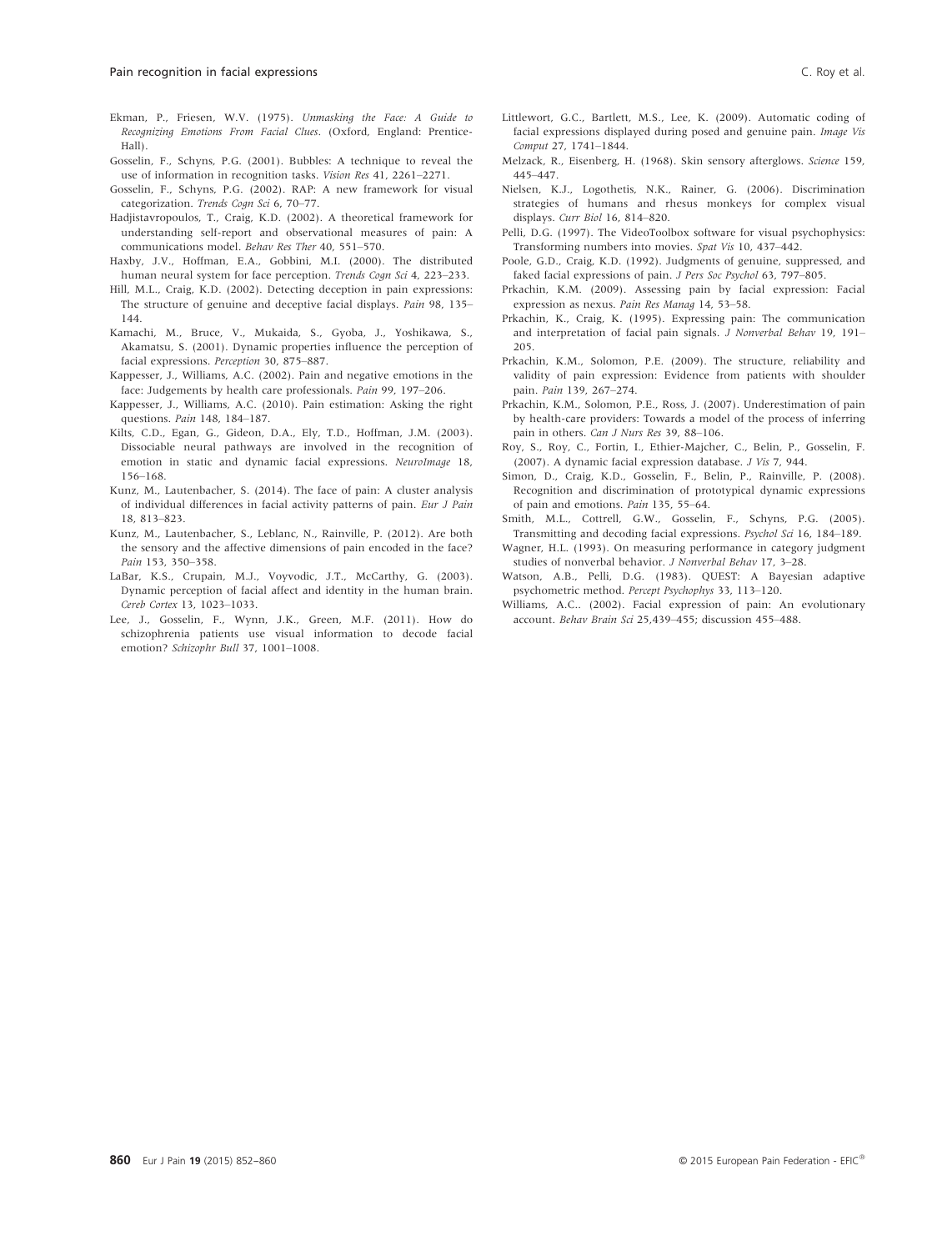Ekman, P., Friesen, W.V. (1975). *Unmasking the Face: A Guide to Recognizing Emotions From Facial Clues*. (Oxford, England: Prentice-Hall).

Gosselin, F., Schyns, P.G. (2001). Bubbles: A technique to reveal the use of information in recognition tasks. *Vision Res* 41, 2261–2271.

Gosselin, F., Schyns, P.G. (2002). RAP: A new framework for visual categorization. *Trends Cogn Sci* 6, 70–77.

Hadjistavropoulos, T., Craig, K.D. (2002). A theoretical framework for understanding self-report and observational measures of pain: A communications model. *Behav Res Ther* 40, 551–570.

Haxby, J.V., Hoffman, E.A., Gobbini, M.I. (2000). The distributed human neural system for face perception. *Trends Cogn Sci* 4, 223–233.

Hill, M.L., Craig, K.D. (2002). Detecting deception in pain expressions: The structure of genuine and deceptive facial displays. *Pain* 98, 135–144.

Kamachi, M., Bruce, V., Mukaida, S., Gyoba, J., Yoshikawa, S., Akamatsu, S. (2001). Dynamic properties influence the perception of facial expressions. *Perception* 30, 875–887.

Kappesser, J., Williams, A.C. (2002). Pain and negative emotions in the face: Judgements by health care professionals. *Pain* 99, 197–206.

Kappesser, J., Williams, A.C. (2010). Pain estimation: Asking the right questions. *Pain* 148, 184–187.

Kilts, C.D., Egan, G., Gideon, D.A., Ely, T.D., Hoffman, J.M. (2003). Dissociable neural pathways are involved in the recognition of emotion in static and dynamic facial expressions. *NeuroImage* 18, 156–168.

Kunz, M., Lautenbacher, S. (2014). The face of pain: A cluster analysis of individual differences in facial activity patterns of pain. *Eur J Pain* 18, 813–823.

Kunz, M., Lautenbacher, S., Leblanc, N., Rainville, P. (2012). Are both the sensory and the affective dimensions of pain encoded in the face? *Pain* 153, 350–358.

LaBar, K.S., Crupain, M.J., Voyvodic, J.T., McCarthy, G. (2003). Dynamic perception of facial affect and identity in the human brain. *Cereb Cortex* 13, 1023–1033.

Lee, J., Gosselin, F., Wynn, J.K., Green, M.F. (2011). How do schizophrenia patients use visual information to decode facial emotion? *Schizophr Bull* 37, 1001–1008.

Littlewort, G.C., Bartlett, M.S., Lee, K. (2009). Automatic coding of facial expressions displayed during posed and genuine pain. *Image Vis Comput* 27, 1741–1844.

Melzack, R., Eisenberg, H. (1968). Skin sensory afterglows. *Science* 159, 445–447.

Nielsen, K.J., Logothetis, N.K., Rainer, G. (2006). Discrimination strategies of humans and rhesus monkeys for complex visual displays. *Curr Biol* 16, 814–820.

Pelli, D.G. (1997). The VideoToolbox software for visual psychophysics: Transforming numbers into movies. *Spat Vis* 10, 437–442.

Poole, G.D., Craig, K.D. (1992). Judgments of genuine, suppressed, and faked facial expressions of pain. *J Pers Soc Psychol* 63, 797–805.

Prkachin, K.M. (2009). Assessing pain by facial expression: Facial expression as nexus. *Pain Res Manag* 14, 53–58.

Prkachin, K., Craig, K. (1995). Expressing pain: The communication and interpretation of facial pain signals. *J Nonverbal Behav* 19, 191–205.

Prkachin, K.M., Solomon, P.E. (2009). The structure, reliability and validity of pain expression: Evidence from patients with shoulder pain. *Pain* 139, 267–274.

Prkachin, K.M., Solomon, P.E., Ross, J. (2007). Underestimation of pain by health-care providers: Towards a model of the process of inferring pain in others. *Can J Nurs Res* 39, 88–106.

Roy, S., Roy, C., Fortin, I., Ethier-Majcher, C., Belin, P., Gosselin, F. (2007). A dynamic facial expression database. *J Vis* 7, 944.

Simon, D., Craig, K.D., Gosselin, F., Belin, P., Rainville, P. (2008). Recognition and discrimination of prototypical dynamic expressions of pain and emotions. *Pain* 135, 55–64.

Smith, M.L., Cottrell, G.W., Gosselin, F., Schyns, P.G. (2005). Transmitting and decoding facial expressions. *Psychol Sci* 16, 184–189.

Wagner, H.L. (1993). On measuring performance in category judgment studies of nonverbal behavior. *J Nonverbal Behav* 17, 3–28.

Watson, A.B., Pelli, D.G. (1983). QUEST: A Bayesian adaptive psychometric method. *Percept Psychophys* 33, 113–120.

Williams, A.C.. (2002). Facial expression of pain: An evolutionary account. *Behav Brain Sci* 25,439–455; discussion 455–488.